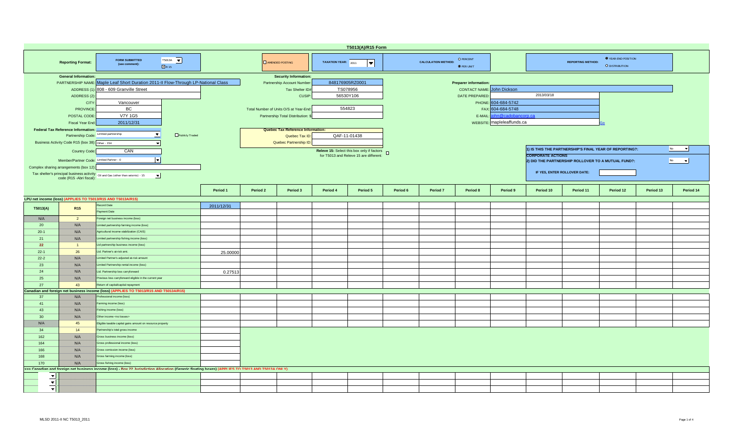# T5013(A)/R15 Form

| | | | | | |
|---|---|---|---|---|---|
| **Reporting Format:** | **FORM SUBMITTED (see comment):** T5013A ☑ R 15 | ☐ AMENDED POSTING | **TAXATION YEAR:** 2011 | **CALCULATION METHOD:** ○ PERCENT ◉ PER UNIT | **REPORTING METHOD:** ◉ YEAR-END POSITION ○ DISTRIBUTION |

**General Information:**

| | |
|---|---|
| PARTNERSHIP NAME: | Maple Leaf Short Duration 2011-II Flow-Through LP-National Class |
| ADDRESS (1): | 808 - 609 Granville Street |
| ADDRESS (2): | |
| CITY: | Vancouver |
| PROVINCE: | BC |
| POSTAL CODE: | V7Y 1G5 |
| Fiscal Year End: | 2011/12/31 |

**Security Information:**

| | |
|---|---|
| Partnership Account Number: | 848176905RZ0001 |
| Tax Shelter ID#: | TS078956 |
| CUSIP: | 56530Y106 |
| Total Number of Units O/S at Year-End: | 554823 |
| Partnership Total Distribution: $ | |

**Preparer information:**

| | |
|---|---|
| CONTACT NAME: | John Dickson |
| DATE PREPARED: | 2013/03/18 |
| PHONE: | 604-684-5742 |
| FAX: | 604-684-5748 |
| E-MAIL: | john@cadobancorp.ca |
| WEBSITE: | mapleleaffunds.ca |

**Federal Tax Reference Information:**

| | |
|---|---|
| Partnership Code: | Limited partnership ☐ Publicly Traded |
| Business Activity Code R15 (box 38): | Other - 154 |
| Country Code: | CAN |
| Member/Partner Code: | Limited Partner - 0 |
| Complex sharing arrangements (box 12): | |
| Tax shelter's principal business activity code (R15 -Abri fiscal): | Oil and Gas (other than seismic) - 15 |

**Quebec Tax Reference Information:**

| | |
|---|---|
| Quebec Tax ID: | QAF-11-01438 |
| Quebec Partnership ID: | |

**Releve 15:** Select this box only if factors for T5013 and Releve 15 are different: ☐

| | |
|---|---|
| 1) IS THIS THE PARTNERSHIP'S FINAL YEAR OF REPORTING?: | No |
| **CORPORATE ACTIONS** 2) DID THE PARTNERSHIP ROLLOVER TO A MUTUAL FUND?: | No |
| IF YES, ENTER ROLLOVER DATE: | |

| T5013(A) | R15 | | Period 1 | Period 2 | Period 3 | Period 4 | Period 5 | Period 6 | Period 7 | Period 8 | Period 9 | Period 10 | Period 11 | Period 12 | Period 13 | Period 14 |
|---|---|---|---|---|---|---|---|---|---|---|---|---|---|---|---|---|
| **LPU net income (loss) (APPLIES TO T5013/R15 AND T5013A/R15)** | | | | | | | | | | | | | | | | |
| | | Record Date | 2011/12/31 | | | | | | | | | | | | | |
| | | Payment Date | | | | | | | | | | | | | | |
| N/A | 2 | Foreign net business income (loss) | | | | | | | | | | | | | | |
| 20 | N/A | Limited partnership farming income (loss) | | | | | | | | | | | | | | |
| 20-1 | N/A | Agricultural income stabilization (CAIS) | | | | | | | | | | | | | | |
| 21 | N/A | Limited partnership fishing income (loss) | | | | | | | | | | | | | | |
| 22 | 1 | Ltd partnership business income (loss) | | | | | | | | | | | | | | |
| 22-1 | 26 | Ltd. Partner's at-risk amt. | 25.00000 | | | | | | | | | | | | | |
| 22-2 | N/A | Limited Partner's adjusted at-risk amount | | | | | | | | | | | | | | |
| 23 | N/A | Limited Partnership rental income (loss) | | | | | | | | | | | | | | |
| 24 | N/A | Ltd. Partnership loss carryforward | 0.27513 | | | | | | | | | | | | | |
| 25 | N/A | Previous loss carryforward eligible in the current year | | | | | | | | | | | | | | |
| 27 | 43 | Return of capital/capital repayment | | | | | | | | | | | | | | |
| **Canadian and foreign net business income (loss) (APPLIES TO T5013/R15 AND T5013A/R15)** | | | | | | | | | | | | | | | | |
| 37 | N/A | Professional income (loss) | | | | | | | | | | | | | | |
| 41 | N/A | Farming income (loss) | | | | | | | | | | | | | | |
| 43 | N/A | Fishing income (loss) | | | | | | | | | | | | | | |
| 30 | N/A | Other income <no losses> | | | | | | | | | | | | | | |
| N/A | 45 | Eligible taxable capital gains amount on resource property | | | | | | | | | | | | | | |
| 34 | 14 | Partnership's total gross income | | | | | | | | | | | | | | |
| 162 | N/A | Gross business income (loss) | | | | | | | | | | | | | | |
| 164 | N/A | Gross professional income (loss) | | | | | | | | | | | | | | |
| 166 | N/A | Gross comission income (loss) | | | | | | | | | | | | | | |
| 168 | N/A | Gross farming income (loss) | | | | | | | | | | | | | | |
| 170 | N/A | Gross fishing income (loss) | | | | | | | | | | | | | | |
| **>>> Canadian and foreign net business income (loss) - Box 22 Jurisdiction Allocation (Generic floating boxes) (APPLIES TO T5013 AND T5013A ONLY)** | | | | | | | | | | | | | | | | |
| | | | | | | | | | | | | | | | | |
| | | | | | | | | | | | | | | | | |
| | | | | | | | | | | | | | | | | |

MLSD 2011-II NC T5013_2011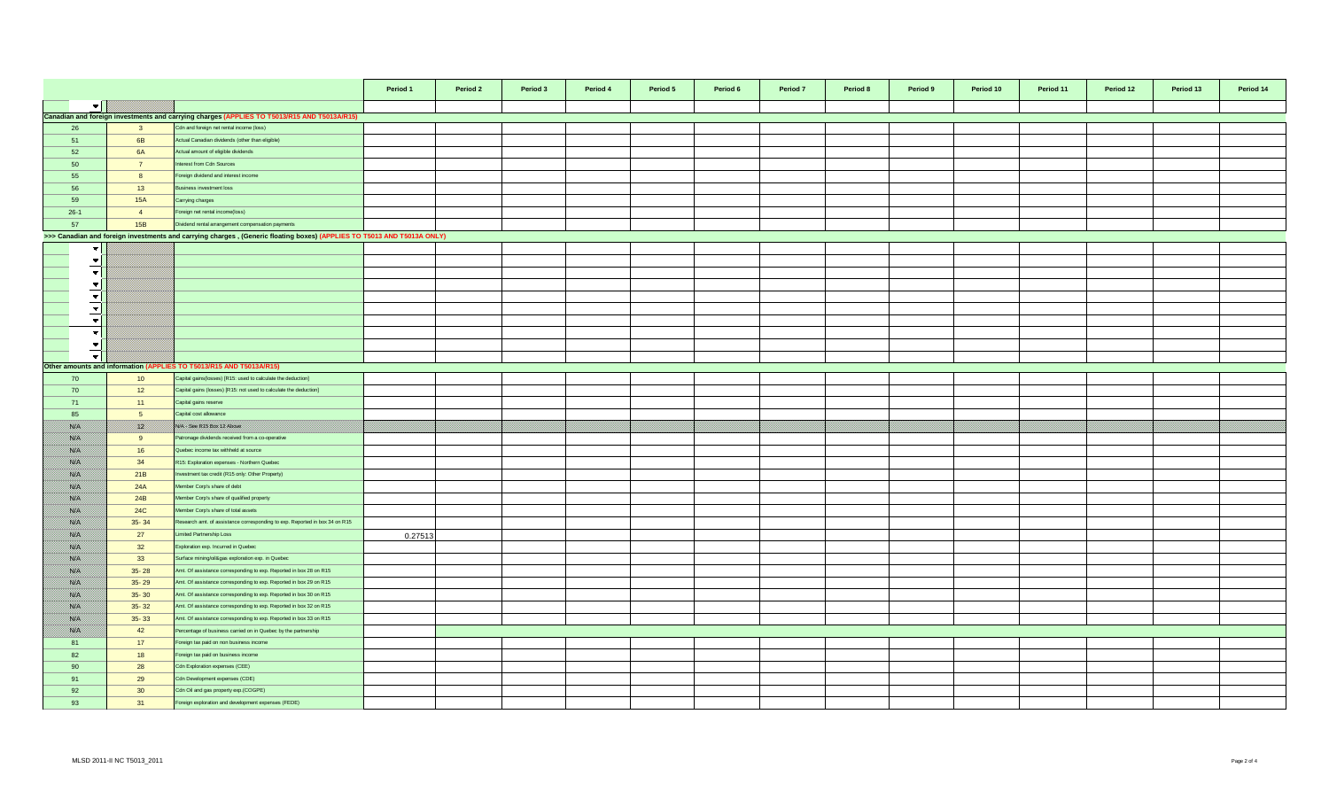| | | | Period 1 | Period 2 | Period 3 | Period 4 | Period 5 | Period 6 | Period 7 | Period 8 | Period 9 | Period 10 | Period 11 | Period 12 | Period 13 | Period 14 |
|---|---|---|---|---|---|---|---|---|---|---|---|---|---|---|---|---|
| | | | | | | | | | | | | | | | | |
| **Canadian and foreign investments and carrying charges (APPLIES TO T5013/R15 AND T5013A/R15)** | | | | | | | | | | | | | | | | |
| 26 | 3 | Cdn and foreign net rental income (loss) | | | | | | | | | | | | | | |
| 51 | 6B | Actual Canadian dividends (other than eligible) | | | | | | | | | | | | | | |
| 52 | 6A | Actual amount of eligible dividends | | | | | | | | | | | | | | |
| 50 | 7 | Interest from Cdn Sources | | | | | | | | | | | | | | |
| 55 | 8 | Foreign dividend and interest income | | | | | | | | | | | | | | |
| 56 | 13 | Business investment loss | | | | | | | | | | | | | | |
| 59 | 15A | Carrying charges | | | | | | | | | | | | | | |
| 26-1 | 4 | Foreign net rental income(loss) | | | | | | | | | | | | | | |
| 57 | 15B | Dividend rental arrangement compensation payments | | | | | | | | | | | | | | |
| **>>> Canadian and foreign investments and carrying charges , (Generic floating boxes) (APPLIES TO T5013 AND T5013A ONLY)** | | | | | | | | | | | | | | | | |
| | | | | | | | | | | | | | | | | |
| | | | | | | | | | | | | | | | | |
| | | | | | | | | | | | | | | | | |
| | | | | | | | | | | | | | | | | |
| | | | | | | | | | | | | | | | | |
| | | | | | | | | | | | | | | | | |
| | | | | | | | | | | | | | | | | |
| | | | | | | | | | | | | | | | | |
| | | | | | | | | | | | | | | | | |
| | | | | | | | | | | | | | | | | |
| **Other amounts and information (APPLIES TO T5013/R15 AND T5013A/R15)** | | | | | | | | | | | | | | | | |
| 70 | 10 | Capital gains(losses) [R15: used to calculate the deduction] | | | | | | | | | | | | | | |
| 70 | 12 | Capital gains (losses) [R15: not used to calculate the deduction] | | | | | | | | | | | | | | |
| 71 | 11 | Capital gains reserve | | | | | | | | | | | | | | |
| 85 | 5 | Capital cost allowance | | | | | | | | | | | | | | |
| N/A | N/A | N/A - See R15 Box 13 Above | | | | | | | | | | | | | | |
| N/A | 9 | Patronage dividends received from a co-operative | | | | | | | | | | | | | | |
| N/A | 16 | Quebec income tax withheld at source | | | | | | | | | | | | | | |
| N/A | 34 | R15: Exploration expenses - Northern Quebec | | | | | | | | | | | | | | |
| N/A | 21B | Investment tax credit (R15 only: Other Property) | | | | | | | | | | | | | | |
| N/A | 24A | Member Corp's share of debt | | | | | | | | | | | | | | |
| N/A | 24B | Member Corp's share of qualified property | | | | | | | | | | | | | | |
| N/A | 24C | Member Corp's share of total assets | | | | | | | | | | | | | | |
| N/A | 35- 34 | Research amt. of assistance corresponding to exp. Reported in box 34 on R15 | | | | | | | | | | | | | | |
| N/A | 27 | Limited Partnership Loss | 0.27513 | | | | | | | | | | | | | |
| N/A | 32 | Exploration exp. Incurred in Quebec | | | | | | | | | | | | | | |
| N/A | 33 | Surface mining/oil&gas exploration exp. in Quebec | | | | | | | | | | | | | | |
| N/A | 35- 28 | Amt. Of assistance corresponding to exp. Reported in box 28 on R15 | | | | | | | | | | | | | | |
| N/A | 35- 29 | Amt. Of assistance corresponding to exp. Reported in box 29 on R15 | | | | | | | | | | | | | | |
| N/A | 35- 30 | Amt. Of assistance corresponding to exp. Reported in box 30 on R15 | | | | | | | | | | | | | | |
| N/A | 35- 32 | Amt. Of assistance corresponding to exp. Reported in box 32 on R15 | | | | | | | | | | | | | | |
| N/A | 35- 33 | Amt. Of assistance corresponding to exp. Reported in box 33 on R15 | | | | | | | | | | | | | | |
| N/A | 42 | Percentage of business carried on in Quebec by the partnership | | | | | | | | | | | | | | |
| 81 | 17 | Foreign tax paid on non business income | | | | | | | | | | | | | | |
| 82 | 18 | Foreign tax paid on business income | | | | | | | | | | | | | | |
| 90 | 28 | Cdn Exploration expenses (CEE) | | | | | | | | | | | | | | |
| 91 | 29 | Cdn Development expenses (CDE) | | | | | | | | | | | | | | |
| 92 | 30 | Cdn Oil and gas property exp.(COGPE) | | | | | | | | | | | | | | |
| 93 | 31 | Foreign exploration and development expenses (FEDE) | | | | | | | | | | | | | | |

MLSD 2011-II NC T5013_2011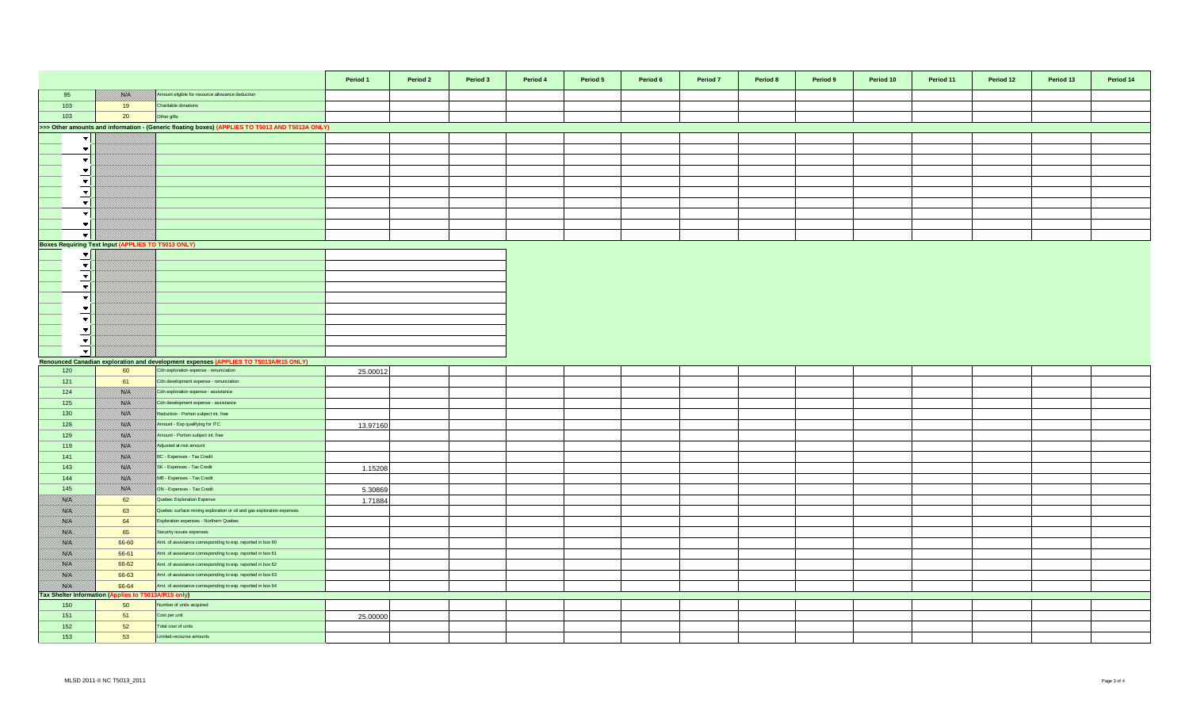| | | | Period 1 | Period 2 | Period 3 | Period 4 | Period 5 | Period 6 | Period 7 | Period 8 | Period 9 | Period 10 | Period 11 | Period 12 | Period 13 | Period 14 |
|---|---|---|---|---|---|---|---|---|---|---|---|---|---|---|---|---|
| 95 | N/A | Amount eligible for resource allowance deduction | | | | | | | | | | | | | | |
| 103 | 19 | Charitable donations | | | | | | | | | | | | | | |
| 103 | 20 | Other gifts | | | | | | | | | | | | | | |
| >>> Other amounts and information - (Generic floating boxes) (APPLIES TO T5013 AND T5013A ONLY) | | | | | | | | | | | | | | | | |
| Boxes Requiring Text Input (APPLIES TO T5013 ONLY) | | | | | | | | | | | | | | | | |
| Renounced Canadian exploration and development expenses (APPLIES TO T5013A/R15 ONLY) | | | | | | | | | | | | | | | | |
| 120 | 60 | Cdn exploration expense - renunciation | 25.00012 | | | | | | | | | | | | | |
| 121 | 61 | Cdn development expense - renunciation | | | | | | | | | | | | | | |
| 124 | N/A | Cdn exploration expense - assistance | | | | | | | | | | | | | | |
| 125 | N/A | Cdn development expense - assistance | | | | | | | | | | | | | | |
| 130 | N/A | Reduction - Portion subject int. free | | | | | | | | | | | | | | |
| 128 | N/A | Amount - Exp qualifying for ITC | 13.97160 | | | | | | | | | | | | | |
| 129 | N/A | Amount - Portion subject int. free | | | | | | | | | | | | | | |
| 119 | N/A | Adjusted at-risk amount | | | | | | | | | | | | | | |
| 141 | N/A | BC - Expenses - Tax Credit | | | | | | | | | | | | | | |
| 143 | N/A | SK - Expenses - Tax Credit | 1.15208 | | | | | | | | | | | | | |
| 144 | N/A | MB - Expenses - Tax Credit | | | | | | | | | | | | | | |
| 145 | N/A | ON - Expenses - Tax Credit | 5.30869 | | | | | | | | | | | | | |
| N/A | 62 | Quebec Exploration Expense | 1.71884 | | | | | | | | | | | | | |
| N/A | 63 | Quebec surface mining exploration or oil and gas exploration expenses | | | | | | | | | | | | | | |
| N/A | 64 | Exploration expenses - Northern Quebec | | | | | | | | | | | | | | |
| N/A | 65 | Security issues expenses | | | | | | | | | | | | | | |
| N/A | 66-60 | Amt. of assistance corresponding to exp. reported in box 60 | | | | | | | | | | | | | | |
| N/A | 66-61 | Amt. of assistance corresponding to exp. reported in box 61 | | | | | | | | | | | | | | |
| N/A | 66-62 | Amt. of assistance corresponding to exp. reported in box 62 | | | | | | | | | | | | | | |
| N/A | 66-63 | Amt. of assistance corresponding to exp. reported in box 63 | | | | | | | | | | | | | | |
| N/A | 66-64 | Amt. of assistance corresponding to exp. reported in box 64 | | | | | | | | | | | | | | |
| Tax Shelter Information (Applies to T5013A/R15 only) | | | | | | | | | | | | | | | | |
| 150 | 50 | Number of units acquired | | | | | | | | | | | | | | |
| 151 | 51 | Cost per unit | 25.00000 | | | | | | | | | | | | | |
| 152 | 52 | Total cost of units | | | | | | | | | | | | | | |
| 153 | 53 | Limited-recourse amounts | | | | | | | | | | | | | | |

MLSD 2011-II NC T5013_2011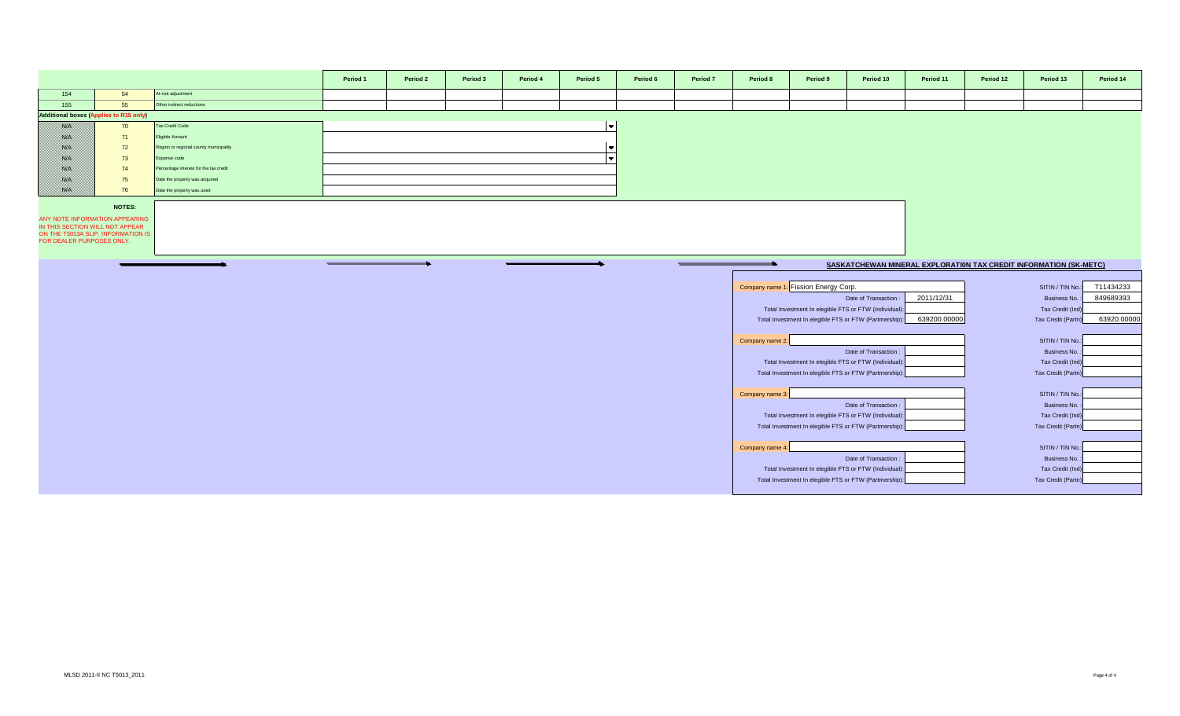| | | | Period 1 | Period 2 | Period 3 | Period 4 | Period 5 | Period 6 | Period 7 | Period 8 | Period 9 | Period 10 | Period 11 | Period 12 | Period 13 | Period 14 |
|---|---|---|---|---|---|---|---|---|---|---|---|---|---|---|---|---|
| 154 | 54 | At-risk adjustment | | | | | | | | | | | | | | |
| 155 | 55 | Other indirect reductions | | | | | | | | | | | | | | |

**Additional boxes (Applies to R15 only)**

| | | | |
|---|---|---|---|
| N/A | 70 | Tax Credit Code | |
| N/A | 71 | Eligible Amount | |
| N/A | 72 | Region or regional county municipality | |
| N/A | 73 | Expense code | |
| N/A | 74 | Percentage interest for the tax credit | |
| N/A | 75 | Date the property was acquired | |
| N/A | 76 | Date the property was used | |

**NOTES:**

ANY NOTE INFORMATION APPEARING IN THIS SECTION WILL NOT APPEAR ON THE T5013A SLIP. INFORMATION IS FOR DEALER PURPOSES ONLY.

## SASKATCHEWAN MINERAL EXPLORATION TAX CREDIT INFORMATION (SK-METC)

| | | | |
|---|---|---|---|
| Company name 1: | Fission Energy Corp. | SITIN / TIN No.: | T11434233 |
| Date of Transaction : | 2011/12/31 | Business No. : | 849689393 |
| Total Investment In elegible FTS or FTW (Individual): | | Tax Credit (Ind) | |
| Total Investment In elegible FTS or FTW (Partmership): | 639200.00000 | Tax Credit (Partn) | 63920.00000 |
| Company name 2: | | SITIN / TIN No.: | |
| Date of Transaction : | | Business No. : | |
| Total Investment In elegible FTS or FTW (Individual): | | Tax Credit (Ind) | |
| Total Investment In elegible FTS or FTW (Partmership): | | Tax Credit (Partn) | |
| Company name 3: | | SITIN / TIN No.: | |
| Date of Transaction : | | Business No. : | |
| Total Investment In elegible FTS or FTW (Individual): | | Tax Credit (Ind) | |
| Total Investment In elegible FTS or FTW (Partmership): | | Tax Credit (Partn) | |
| Company name 4: | | SITIN / TIN No.: | |
| Date of Transaction : | | Business No. : | |
| Total Investment In elegible FTS or FTW (Individual): | | Tax Credit (Ind) | |
| Total Investment In elegible FTS or FTW (Partmership): | | Tax Credit (Partn) | |

MLSD 2011-II NC T5013_2011